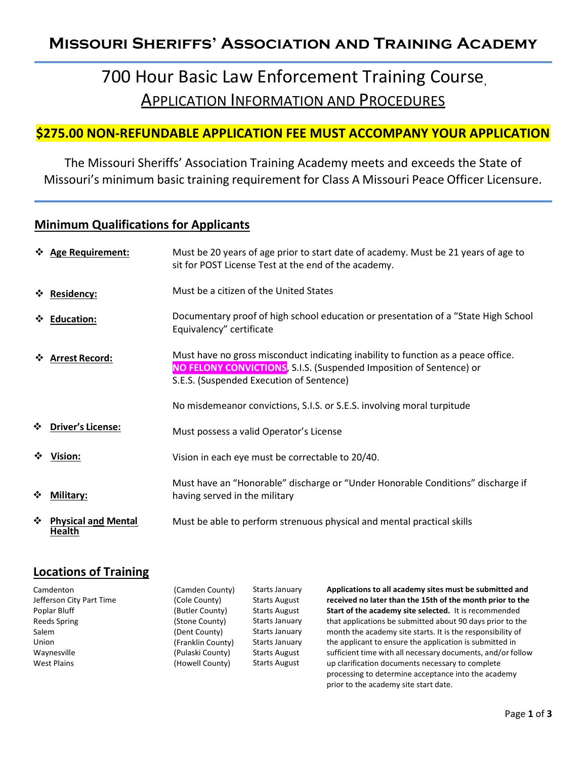# Missouri Sheriffs' Association and Training Academy

## 700 Hour Basic Law Enforcement Training Course

## Application Information and Procedures

**$275.00 NON-REFUNDABLE APPLICATION FEE MUST ACCOMPANY YOUR APPLICATION**

The Missouri Sheriffs' Association Training Academy meets and exceeds the State of Missouri's minimum basic training requirement for Class A Missouri Peace Officer Licensure.

## Minimum Qualifications for Applicants

- **Age Requirement:** Must be 20 years of age prior to start date of academy. Must be 21 years of age to sit for POST License Test at the end of the academy.
- **Residency:** Must be a citizen of the United States
- **Education:** Documentary proof of high school education or presentation of a "State High School Equivalency" certificate
- **Arrest Record:** Must have no gross misconduct indicating inability to function as a peace office. **NO FELONY CONVICTIONS**, S.I.S. (Suspended Imposition of Sentence) or S.E.S. (Suspended Execution of Sentence)

  No misdemeanor convictions, S.I.S. or S.E.S. involving moral turpitude
- **Driver's License:** Must possess a valid Operator's License
- **Vision:** Vision in each eye must be correctable to 20/40.
- **Military:** Must have an "Honorable" discharge or "Under Honorable Conditions" discharge if having served in the military
- **Physical and Mental Health:** Must be able to perform strenuous physical and mental practical skills

## Locations of Training

| Location | County | Start |
|---|---|---|
| Camdenton | (Camden County) | Starts January |
| Jefferson City Part Time | (Cole County) | Starts August |
| Poplar Bluff | (Butler County) | Starts August |
| Reeds Spring | (Stone County) | Starts January |
| Salem | (Dent County) | Starts January |
| Union | (Franklin County) | Starts January |
| Waynesville | (Pulaski County) | Starts August |
| West Plains | (Howell County) | Starts August |

**Applications to all academy sites must be submitted and received no later than the 15th of the month prior to the Start of the academy site selected.** It is recommended that applications be submitted about 90 days prior to the month the academy site starts. It is the responsibility of the applicant to ensure the application is submitted in sufficient time with all necessary documents, and/or follow up clarification documents necessary to complete processing to determine acceptance into the academy prior to the academy site start date.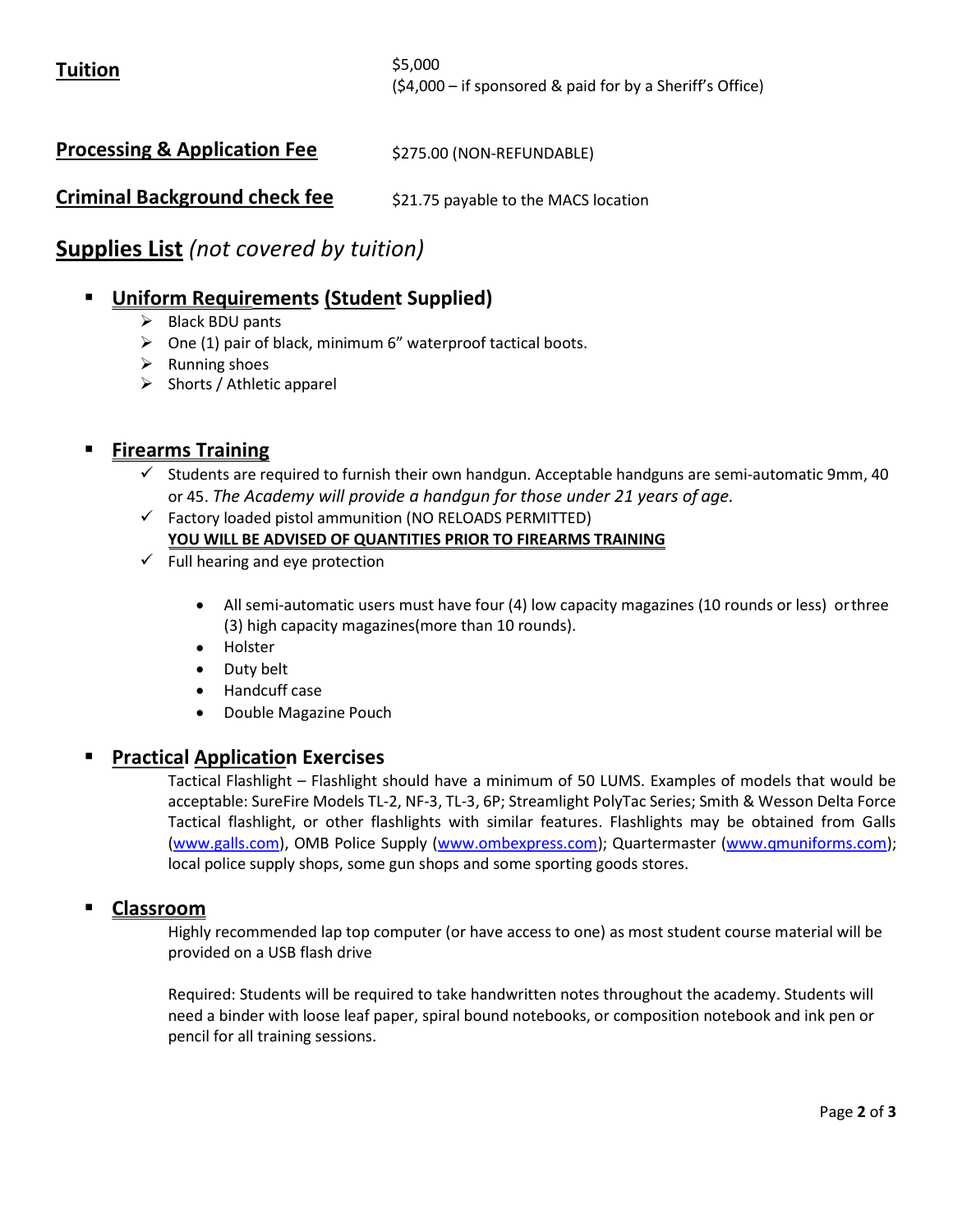| | |
|---|---|
| **Tuition** | $5,000 ($4,000 – if sponsored & paid for by a Sheriff's Office) |
| **Processing & Application Fee** | $275.00 (NON-REFUNDABLE) |
| **Criminal Background check fee** | $21.75 payable to the MACS location |

## Supplies List *(not covered by tuition)*

- **Uniform Requirements (Student Supplied)**
  - Black BDU pants
  - One (1) pair of black, minimum 6" waterproof tactical boots.
  - Running shoes
  - Shorts / Athletic apparel

- **Firearms Training**
  - Students are required to furnish their own handgun. Acceptable handguns are semi-automatic 9mm, 40 or 45. *The Academy will provide a handgun for those under 21 years of age.*
  - Factory loaded pistol ammunition (NO RELOADS PERMITTED)
    **YOU WILL BE ADVISED OF QUANTITIES PRIOR TO FIREARMS TRAINING**
  - Full hearing and eye protection
    - All semi-automatic users must have four (4) low capacity magazines (10 rounds or less) or three (3) high capacity magazines(more than 10 rounds).
    - Holster
    - Duty belt
    - Handcuff case
    - Double Magazine Pouch

- **Practical Application Exercises**

  Tactical Flashlight – Flashlight should have a minimum of 50 LUMS. Examples of models that would be acceptable: SureFire Models TL-2, NF-3, TL-3, 6P; Streamlight PolyTac Series; Smith & Wesson Delta Force Tactical flashlight, or other flashlights with similar features. Flashlights may be obtained from Galls (www.galls.com), OMB Police Supply (www.ombexpress.com); Quartermaster (www.qmuniforms.com); local police supply shops, some gun shops and some sporting goods stores.

- **Classroom**

  Highly recommended lap top computer (or have access to one) as most student course material will be provided on a USB flash drive

  Required: Students will be required to take handwritten notes throughout the academy. Students will need a binder with loose leaf paper, spiral bound notebooks, or composition notebook and ink pen or pencil for all training sessions.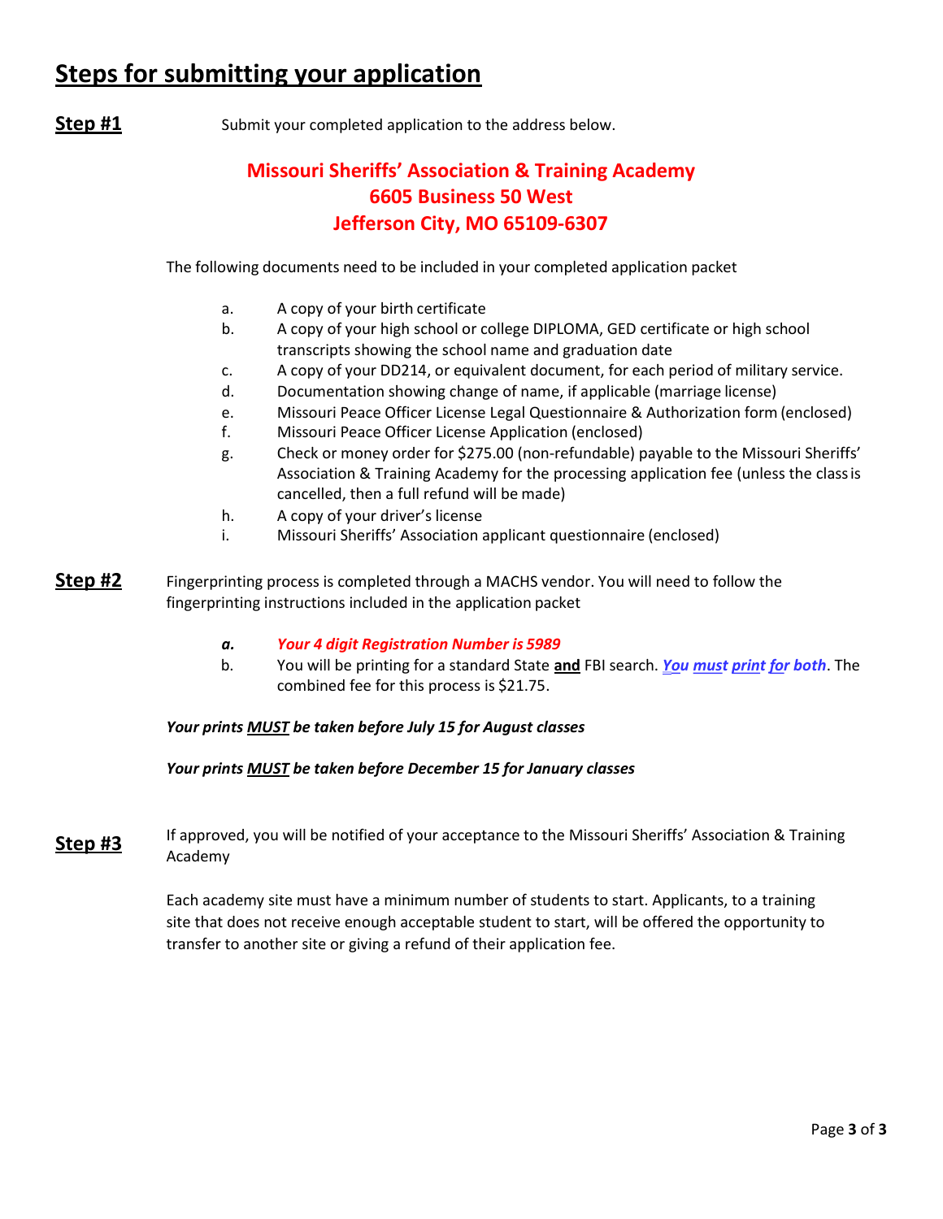# Steps for submitting your application

**Step #1** Submit your completed application to the address below.

**Missouri Sheriffs' Association & Training Academy**
**6605 Business 50 West**
**Jefferson City, MO 65109-6307**

The following documents need to be included in your completed application packet

a. A copy of your birth certificate
b. A copy of your high school or college DIPLOMA, GED certificate or high school transcripts showing the school name and graduation date
c. A copy of your DD214, or equivalent document, for each period of military service.
d. Documentation showing change of name, if applicable (marriage license)
e. Missouri Peace Officer License Legal Questionnaire & Authorization form (enclosed)
f. Missouri Peace Officer License Application (enclosed)
g. Check or money order for $275.00 (non-refundable) payable to the Missouri Sheriffs' Association & Training Academy for the processing application fee (unless the class is cancelled, then a full refund will be made)
h. A copy of your driver's license
i. Missouri Sheriffs' Association applicant questionnaire (enclosed)

**Step #2** Fingerprinting process is completed through a MACHS vendor. You will need to follow the fingerprinting instructions included in the application packet

***a.*** ***Your 4 digit Registration Number is 5989***
b. You will be printing for a standard State **and** FBI search. ***You must print for both***. The combined fee for this process is $21.75.

***Your prints MUST be taken before July 15 for August classes***

***Your prints MUST be taken before December 15 for January classes***

**Step #3** If approved, you will be notified of your acceptance to the Missouri Sheriffs' Association & Training Academy

Each academy site must have a minimum number of students to start. Applicants, to a training site that does not receive enough acceptable student to start, will be offered the opportunity to transfer to another site or giving a refund of their application fee.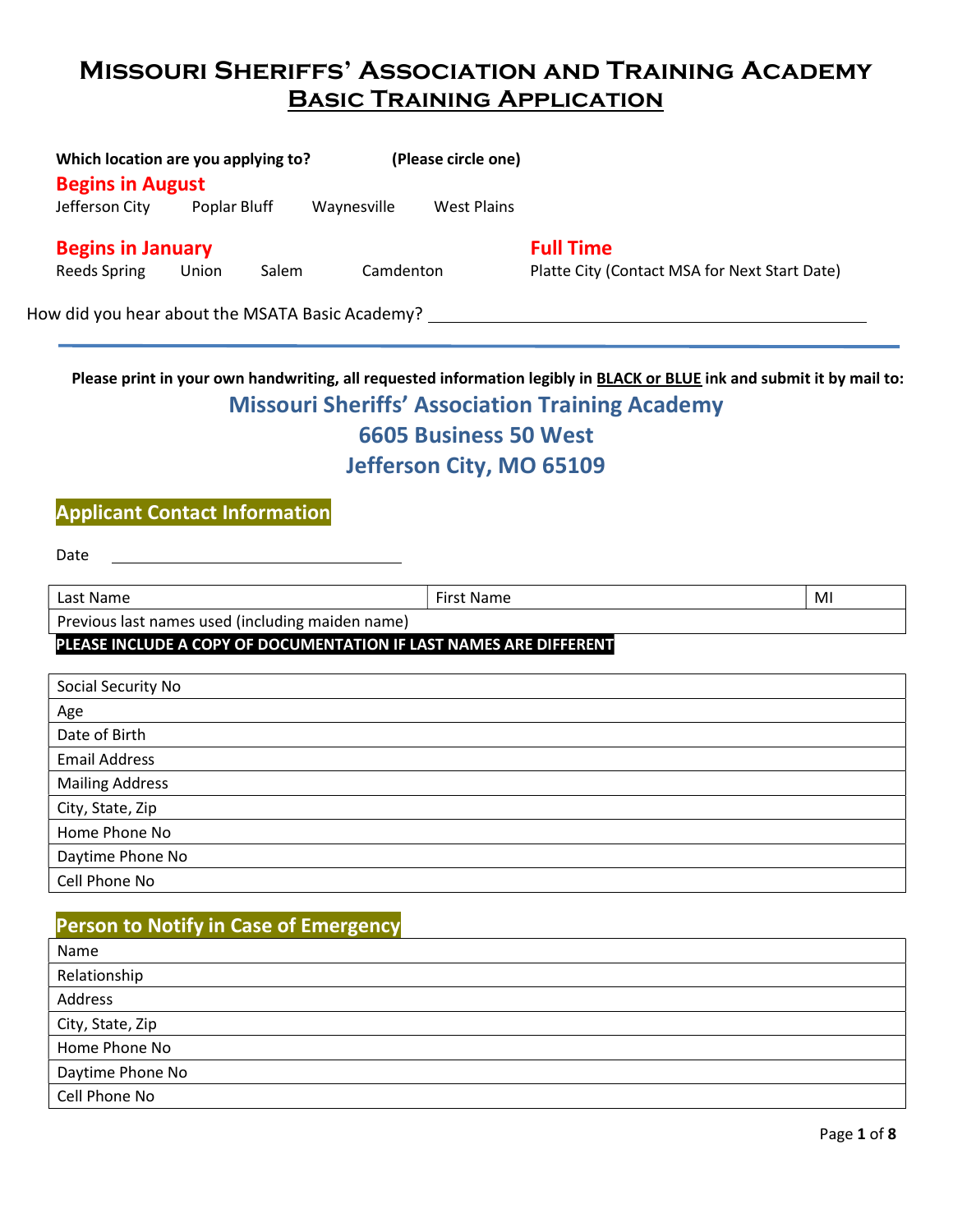# Missouri Sheriffs' Association and Training Academy

## Basic Training Application

**Which location are you applying to?** **(Please circle one)**

**Begins in August**

Jefferson City    Poplar Bluff    Waynesville    West Plains

**Begins in January**

Reeds Spring    Union    Salem    Camdenton

**Full Time**

Platte City (Contact MSA for Next Start Date)

How did you hear about the MSATA Basic Academy? ______________________________

---

**Please print in your own handwriting, all requested information legibly in BLACK or BLUE ink and submit it by mail to:**

**Missouri Sheriffs' Association Training Academy**
**6605 Business 50 West**
**Jefferson City, MO 65109**

### Applicant Contact Information

Date ______________________________

| Last Name | First Name | MI |
|---|---|---|
| Previous last names used (including maiden name) | | |

**PLEASE INCLUDE A COPY OF DOCUMENTATION IF LAST NAMES ARE DIFFERENT**

| |
|---|
| Social Security No |
| Age |
| Date of Birth |
| Email Address |
| Mailing Address |
| City, State, Zip |
| Home Phone No |
| Daytime Phone No |
| Cell Phone No |

### Person to Notify in Case of Emergency

| |
|---|
| Name |
| Relationship |
| Address |
| City, State, Zip |
| Home Phone No |
| Daytime Phone No |
| Cell Phone No |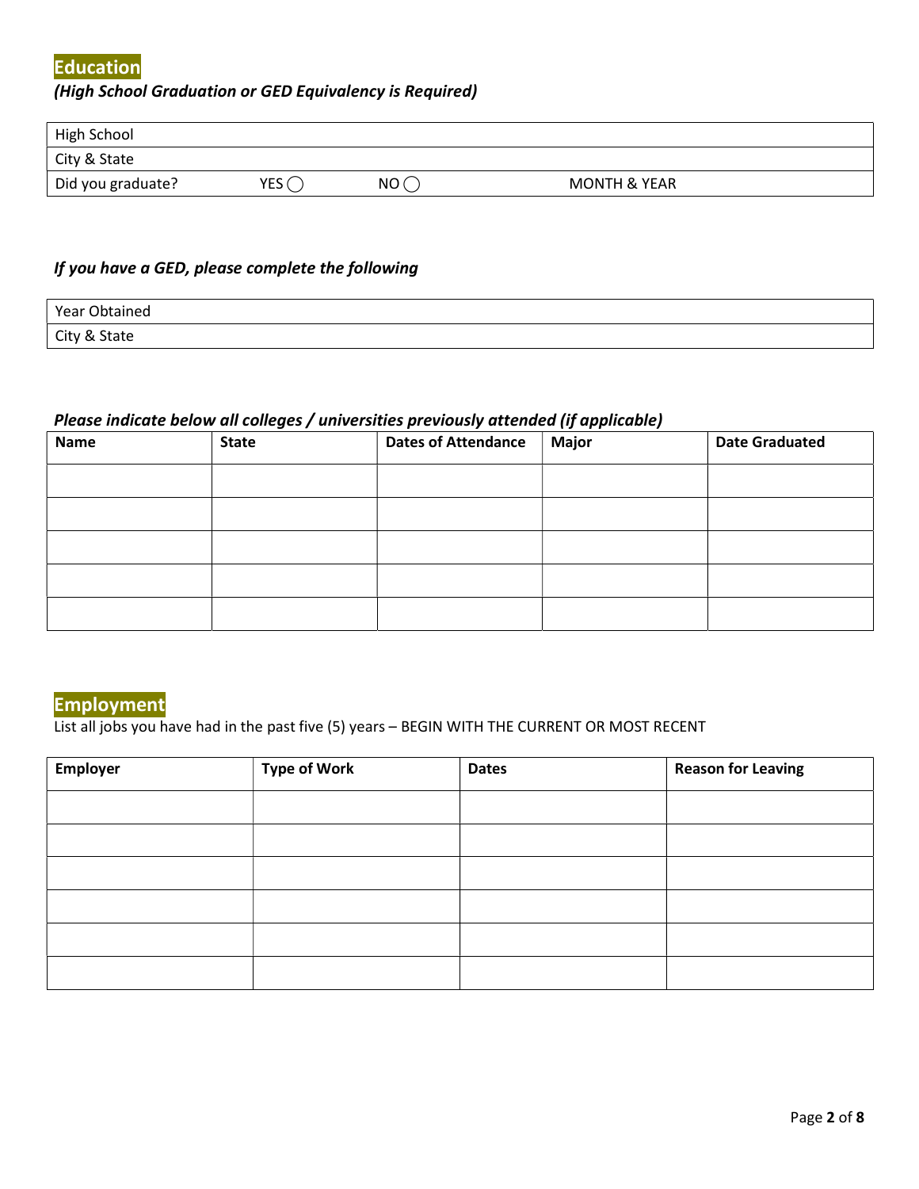## Education

*(High School Graduation or GED Equivalency is Required)*

| High School | | | |
|---|---|---|---|
| City & State | | | |
| Did you graduate? | YES ◯ | NO ◯ | MONTH & YEAR |

*If you have a GED, please complete the following*

| Year Obtained |
|---|
| City & State |

*Please indicate below all colleges / universities previously attended (if applicable)*

| Name | State | Dates of Attendance | Major | Date Graduated |
|---|---|---|---|---|
| | | | | |
| | | | | |
| | | | | |
| | | | | |
| | | | | |

## Employment

List all jobs you have had in the past five (5) years – BEGIN WITH THE CURRENT OR MOST RECENT

| Employer | Type of Work | Dates | Reason for Leaving |
|---|---|---|---|
| | | | |
| | | | |
| | | | |
| | | | |
| | | | |
| | | | |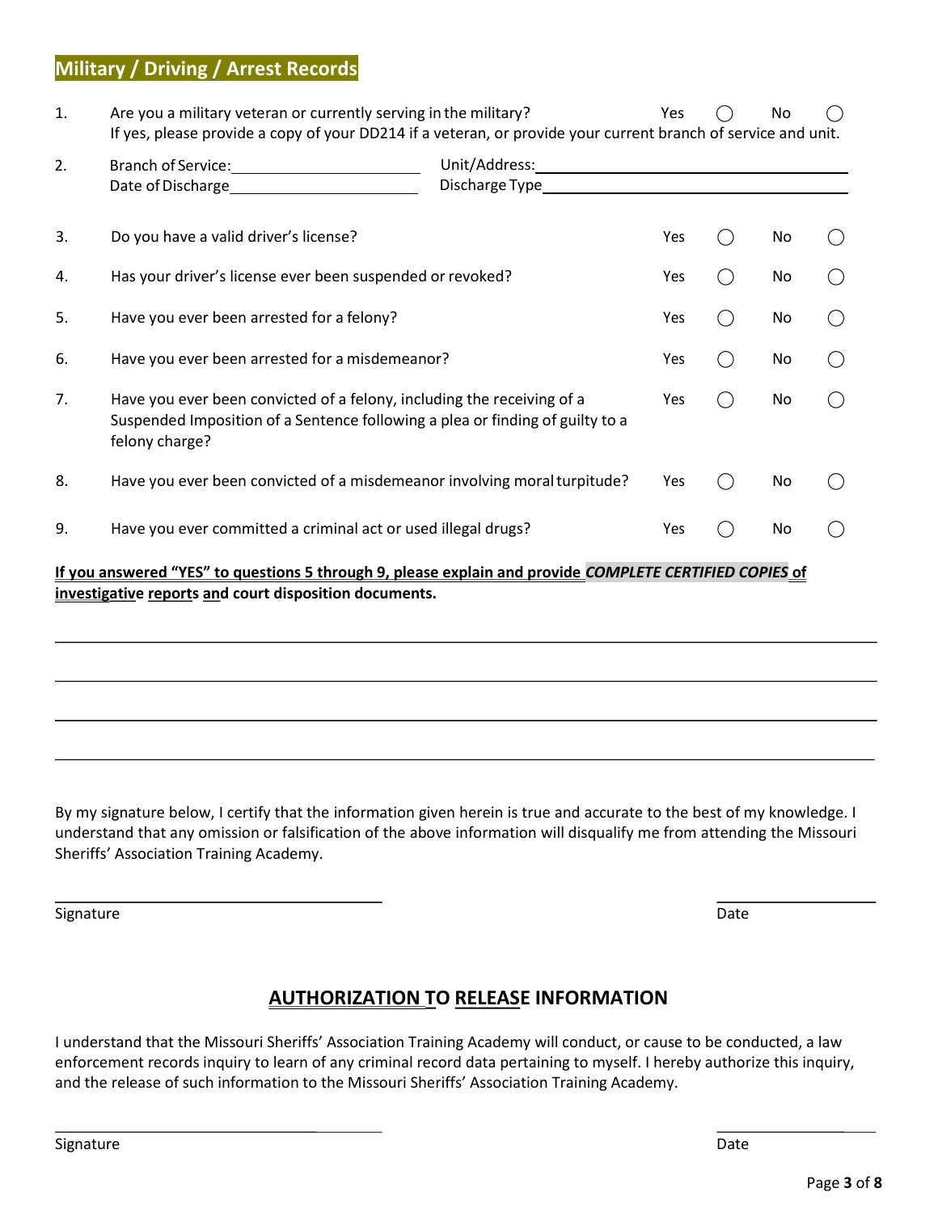## Military / Driving / Arrest Records

1. Are you a military veteran or currently serving in the military? Yes ◯ No ◯
   If yes, please provide a copy of your DD214 if a veteran, or provide your current branch of service and unit.

2. Branch of Service:\_\_\_\_\_\_\_\_\_\_\_\_\_\_\_\_\_\_\_\_ Unit/Address:\_\_\_\_\_\_\_\_\_\_\_\_\_\_\_\_\_\_\_\_\_\_\_\_\_\_\_\_\_\_\_\_
   Date of Discharge\_\_\_\_\_\_\_\_\_\_\_\_\_\_\_\_\_\_\_\_ Discharge Type\_\_\_\_\_\_\_\_\_\_\_\_\_\_\_\_\_\_\_\_\_\_\_\_\_\_\_\_\_\_\_\_

3. Do you have a valid driver's license? Yes ◯ No ◯

4. Has your driver's license ever been suspended or revoked? Yes ◯ No ◯

5. Have you ever been arrested for a felony? Yes ◯ No ◯

6. Have you ever been arrested for a misdemeanor? Yes ◯ No ◯

7. Have you ever been convicted of a felony, including the receiving of a Suspended Imposition of a Sentence following a plea or finding of guilty to a felony charge? Yes ◯ No ◯

8. Have you ever been convicted of a misdemeanor involving moral turpitude? Yes ◯ No ◯

9. Have you ever committed a criminal act or used illegal drugs? Yes ◯ No ◯

**<u>If you answered "YES" to questions 5 through 9, please explain and provide</u> *<u>COMPLETE CERTIFIED COPIES</u>* <u>of investigative reports and</u> court disposition documents.**

\_\_\_\_\_\_\_\_\_\_\_\_\_\_\_\_\_\_\_\_\_\_\_\_\_\_\_\_\_\_\_\_\_\_\_\_\_\_\_\_\_\_\_\_\_\_\_\_\_\_\_\_\_\_\_\_\_\_\_\_\_\_\_\_\_\_\_\_\_\_\_\_\_\_\_\_

\_\_\_\_\_\_\_\_\_\_\_\_\_\_\_\_\_\_\_\_\_\_\_\_\_\_\_\_\_\_\_\_\_\_\_\_\_\_\_\_\_\_\_\_\_\_\_\_\_\_\_\_\_\_\_\_\_\_\_\_\_\_\_\_\_\_\_\_\_\_\_\_\_\_\_\_

\_\_\_\_\_\_\_\_\_\_\_\_\_\_\_\_\_\_\_\_\_\_\_\_\_\_\_\_\_\_\_\_\_\_\_\_\_\_\_\_\_\_\_\_\_\_\_\_\_\_\_\_\_\_\_\_\_\_\_\_\_\_\_\_\_\_\_\_\_\_\_\_\_\_\_\_

\_\_\_\_\_\_\_\_\_\_\_\_\_\_\_\_\_\_\_\_\_\_\_\_\_\_\_\_\_\_\_\_\_\_\_\_\_\_\_\_\_\_\_\_\_\_\_\_\_\_\_\_\_\_\_\_\_\_\_\_\_\_\_\_\_\_\_\_\_\_\_\_\_\_\_\_

By my signature below, I certify that the information given herein is true and accurate to the best of my knowledge. I understand that any omission or falsification of the above information will disqualify me from attending the Missouri Sheriffs' Association Training Academy.

\_\_\_\_\_\_\_\_\_\_\_\_\_\_\_\_\_\_\_\_\_\_\_\_\_\_\_\_\_\_\_\_ \_\_\_\_\_\_\_\_\_\_\_\_\_\_\_\_
Signature Date

## <u>AUTHORIZATION TO RELEASE</u> INFORMATION

I understand that the Missouri Sheriffs' Association Training Academy will conduct, or cause to be conducted, a law enforcement records inquiry to learn of any criminal record data pertaining to myself. I hereby authorize this inquiry, and the release of such information to the Missouri Sheriffs' Association Training Academy.

\_\_\_\_\_\_\_\_\_\_\_\_\_\_\_\_\_\_\_\_\_\_\_\_\_\_\_\_\_\_\_\_ \_\_\_\_\_\_\_\_\_\_\_\_\_\_\_\_
Signature Date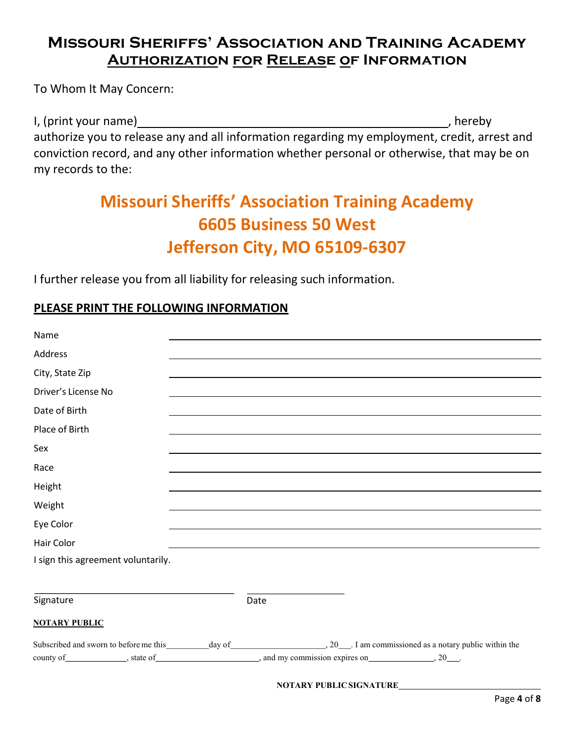# Missouri Sheriffs' Association and Training Academy
## Authorization for Release of Information

To Whom It May Concern:

I, (print your name)\_\_\_\_\_\_\_\_\_\_\_\_\_\_\_\_\_\_\_\_\_\_\_\_\_\_\_\_\_\_\_\_\_\_\_\_\_\_\_\_\_\_\_\_\_\_, hereby authorize you to release any and all information regarding my employment, credit, arrest and conviction record, and any other information whether personal or otherwise, that may be on my records to the:

**Missouri Sheriffs' Association Training Academy**
**6605 Business 50 West**
**Jefferson City, MO 65109-6307**

I further release you from all liability for releasing such information.

**PLEASE PRINT THE FOLLOWING INFORMATION**

| | |
|---|---|
| Name | \_\_\_\_\_\_\_\_\_\_\_\_\_\_\_\_\_\_\_\_\_\_\_\_\_\_\_\_\_\_ |
| Address | \_\_\_\_\_\_\_\_\_\_\_\_\_\_\_\_\_\_\_\_\_\_\_\_\_\_\_\_\_\_ |
| City, State Zip | \_\_\_\_\_\_\_\_\_\_\_\_\_\_\_\_\_\_\_\_\_\_\_\_\_\_\_\_\_\_ |
| Driver's License No | \_\_\_\_\_\_\_\_\_\_\_\_\_\_\_\_\_\_\_\_\_\_\_\_\_\_\_\_\_\_ |
| Date of Birth | \_\_\_\_\_\_\_\_\_\_\_\_\_\_\_\_\_\_\_\_\_\_\_\_\_\_\_\_\_\_ |
| Place of Birth | \_\_\_\_\_\_\_\_\_\_\_\_\_\_\_\_\_\_\_\_\_\_\_\_\_\_\_\_\_\_ |
| Sex | \_\_\_\_\_\_\_\_\_\_\_\_\_\_\_\_\_\_\_\_\_\_\_\_\_\_\_\_\_\_ |
| Race | \_\_\_\_\_\_\_\_\_\_\_\_\_\_\_\_\_\_\_\_\_\_\_\_\_\_\_\_\_\_ |
| Height | \_\_\_\_\_\_\_\_\_\_\_\_\_\_\_\_\_\_\_\_\_\_\_\_\_\_\_\_\_\_ |
| Weight | \_\_\_\_\_\_\_\_\_\_\_\_\_\_\_\_\_\_\_\_\_\_\_\_\_\_\_\_\_\_ |
| Eye Color | \_\_\_\_\_\_\_\_\_\_\_\_\_\_\_\_\_\_\_\_\_\_\_\_\_\_\_\_\_\_ |
| Hair Color | \_\_\_\_\_\_\_\_\_\_\_\_\_\_\_\_\_\_\_\_\_\_\_\_\_\_\_\_\_\_ |

I sign this agreement voluntarily.

\_\_\_\_\_\_\_\_\_\_\_\_\_\_\_\_\_\_\_\_\_\_\_\_\_\_\_\_\_\_ \_\_\_\_\_\_\_\_\_\_\_\_\_\_\_\_\_\_
Signature Date

**NOTARY PUBLIC**

Subscribed and sworn to before me this\_\_\_\_\_\_\_\_\_\_day of\_\_\_\_\_\_\_\_\_\_\_\_\_\_\_\_\_\_\_\_\_\_, 20\_\_\_. I am commissioned as a notary public within the county of\_\_\_\_\_\_\_\_\_\_\_\_\_\_, state of\_\_\_\_\_\_\_\_\_\_\_\_\_\_\_\_\_\_\_\_\_\_\_\_, and my commission expires on\_\_\_\_\_\_\_\_\_\_\_\_\_\_\_, 20\_\_\_.

**NOTARY PUBLIC SIGNATURE**\_\_\_\_\_\_\_\_\_\_\_\_\_\_\_\_\_\_\_\_\_\_\_\_\_\_\_\_\_\_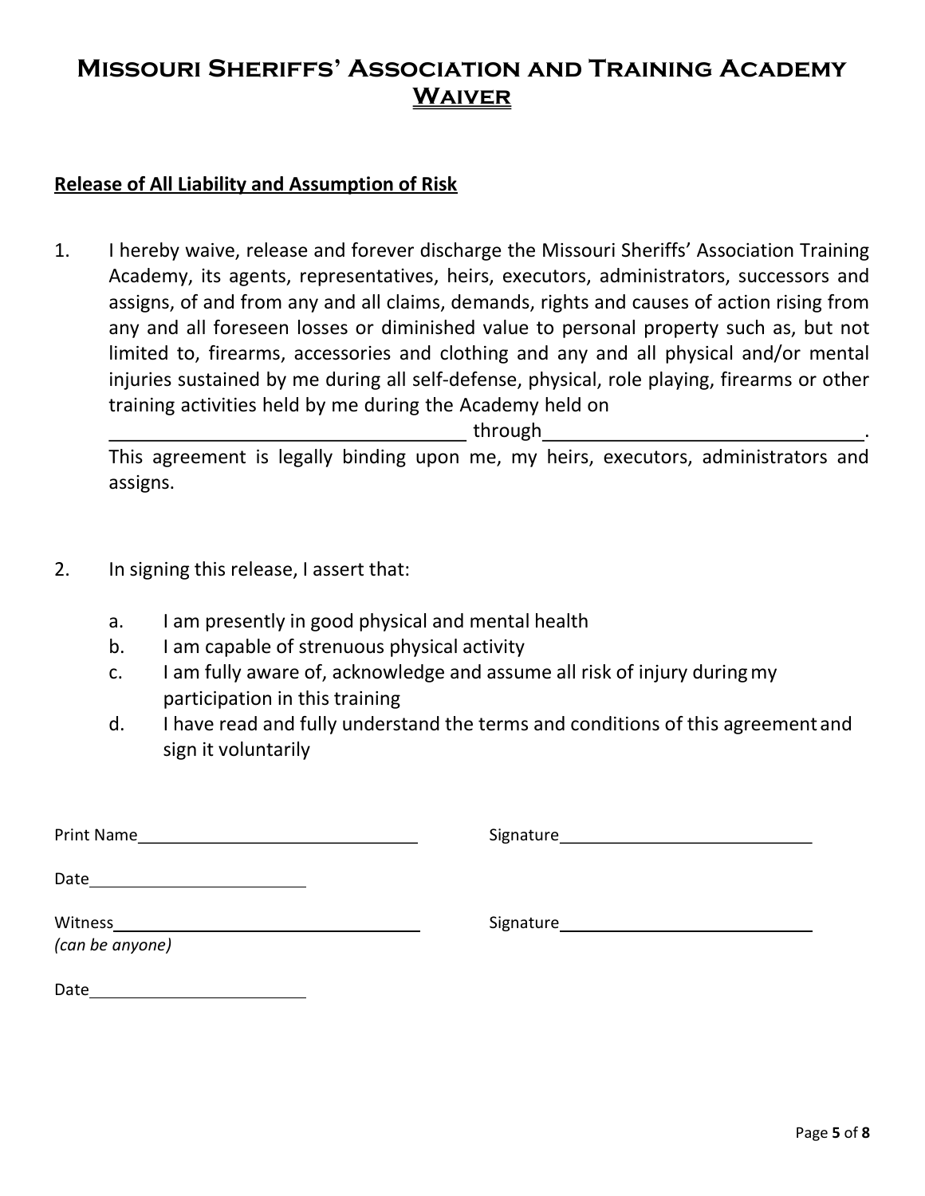# Missouri Sheriffs' Association and Training Academy Waiver

**Release of All Liability and Assumption of Risk**

1. I hereby waive, release and forever discharge the Missouri Sheriffs' Association Training Academy, its agents, representatives, heirs, executors, administrators, successors and assigns, of and from any and all claims, demands, rights and causes of action rising from any and all foreseen losses or diminished value to personal property such as, but not limited to, firearms, accessories and clothing and any and all physical and/or mental injuries sustained by me during all self-defense, physical, role playing, firearms or other training activities held by me during the Academy held on ________________________________ through ______________________________. This agreement is legally binding upon me, my heirs, executors, administrators and assigns.

2. In signing this release, I assert that:

   a. I am presently in good physical and mental health
   b. I am capable of strenuous physical activity
   c. I am fully aware of, acknowledge and assume all risk of injury during my participation in this training
   d. I have read and fully understand the terms and conditions of this agreement and sign it voluntarily

Print Name ______________________________ Signature ___________________________

Date ________________________

Witness ________________________________ Signature ____________________________
*(can be anyone)*

Date ________________________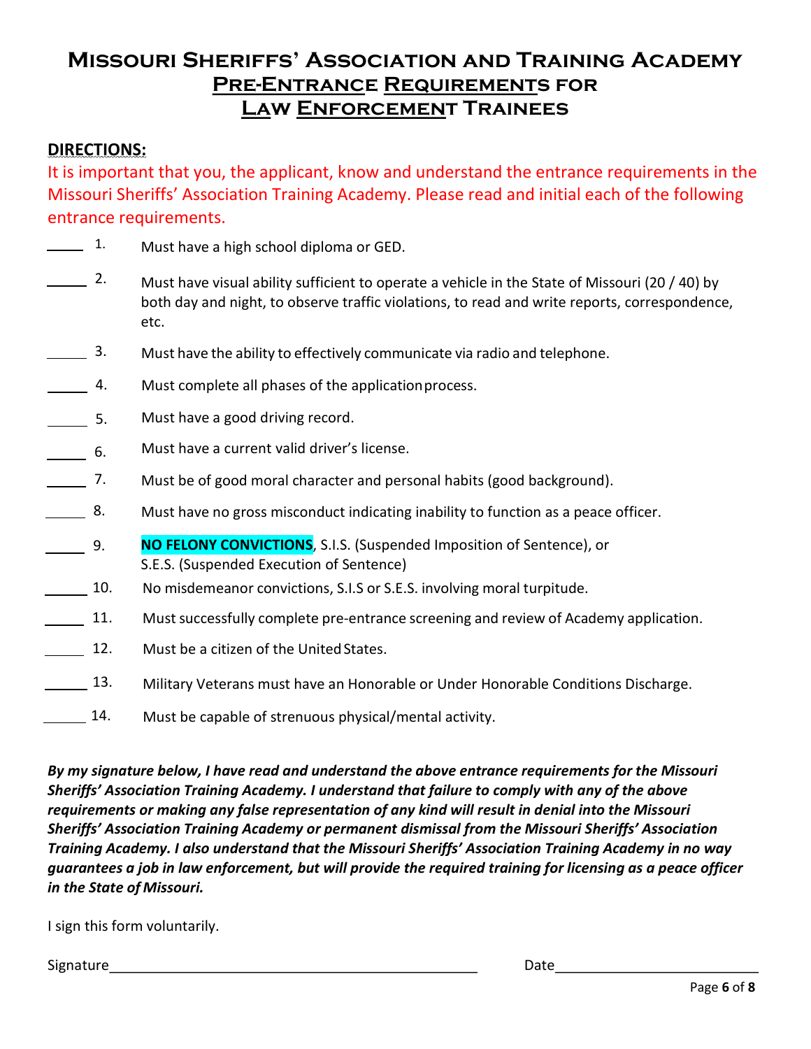# Missouri Sheriffs' Association and Training Academy Pre-Entrance Requirements for Law Enforcement Trainees

**DIRECTIONS:**

It is important that you, the applicant, know and understand the entrance requirements in the Missouri Sheriffs' Association Training Academy. Please read and initial each of the following entrance requirements.

_____ 1. Must have a high school diploma or GED.

_____ 2. Must have visual ability sufficient to operate a vehicle in the State of Missouri (20 / 40) by both day and night, to observe traffic violations, to read and write reports, correspondence, etc.

_____ 3. Must have the ability to effectively communicate via radio and telephone.

_____ 4. Must complete all phases of the application process.

_____ 5. Must have a good driving record.

_____ 6. Must have a current valid driver's license.

_____ 7. Must be of good moral character and personal habits (good background).

_____ 8. Must have no gross misconduct indicating inability to function as a peace officer.

_____ 9. **NO FELONY CONVICTIONS**, S.I.S. (Suspended Imposition of Sentence), or S.E.S. (Suspended Execution of Sentence)

_____ 10. No misdemeanor convictions, S.I.S or S.E.S. involving moral turpitude.

_____ 11. Must successfully complete pre-entrance screening and review of Academy application.

_____ 12. Must be a citizen of the United States.

_____ 13. Military Veterans must have an Honorable or Under Honorable Conditions Discharge.

_____ 14. Must be capable of strenuous physical/mental activity.

***By my signature below, I have read and understand the above entrance requirements for the Missouri Sheriffs' Association Training Academy. I understand that failure to comply with any of the above requirements or making any false representation of any kind will result in denial into the Missouri Sheriffs' Association Training Academy or permanent dismissal from the Missouri Sheriffs' Association Training Academy. I also understand that the Missouri Sheriffs' Association Training Academy in no way guarantees a job in law enforcement, but will provide the required training for licensing as a peace officer in the State of Missouri.***

I sign this form voluntarily.

Signature_______________________________________________ Date__________________________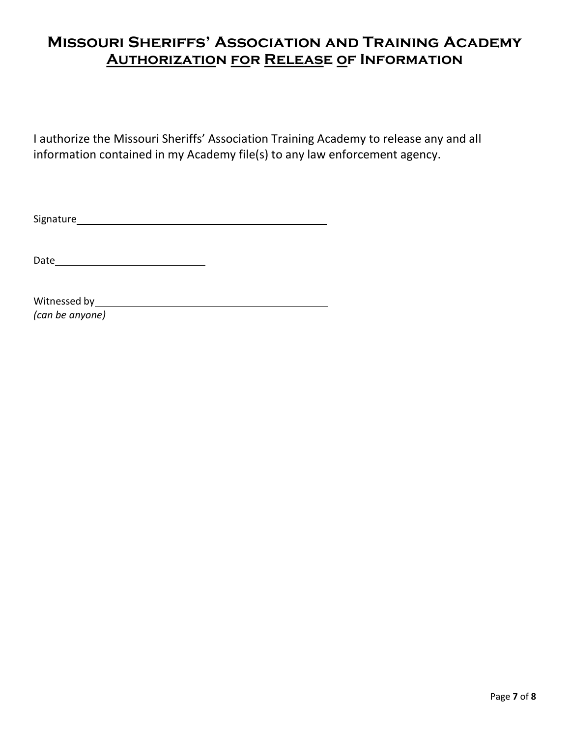# Missouri Sheriffs' Association and Training Academy
## Authorization for Release of Information

I authorize the Missouri Sheriffs' Association Training Academy to release any and all information contained in my Academy file(s) to any law enforcement agency.

Signature_______________________________________

Date___________________________

Witnessed by____________________________________
*(can be anyone)*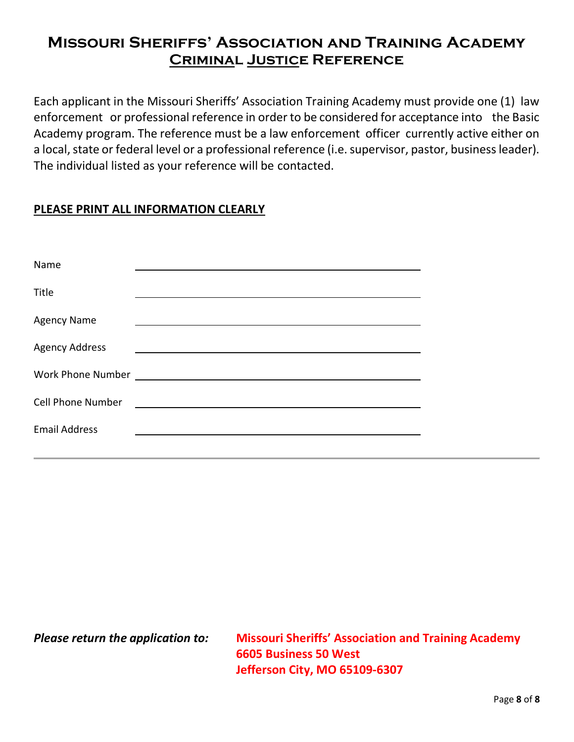# Missouri Sheriffs' Association and Training Academy

## Criminal Justice Reference

Each applicant in the Missouri Sheriffs' Association Training Academy must provide one (1) law enforcement or professional reference in order to be considered for acceptance into the Basic Academy program. The reference must be a law enforcement officer currently active either on a local, state or federal level or a professional reference (i.e. supervisor, pastor, business leader). The individual listed as your reference will be contacted.

**PLEASE PRINT ALL INFORMATION CLEARLY**

Name ____________________________________________

Title ____________________________________________

Agency Name ____________________________________________

Agency Address ____________________________________________

Work Phone Number ____________________________________________

Cell Phone Number ____________________________________________

Email Address ____________________________________________

---

***Please return the application to:*** **Missouri Sheriffs' Association and Training Academy**
**6605 Business 50 West**
**Jefferson City, MO 65109-6307**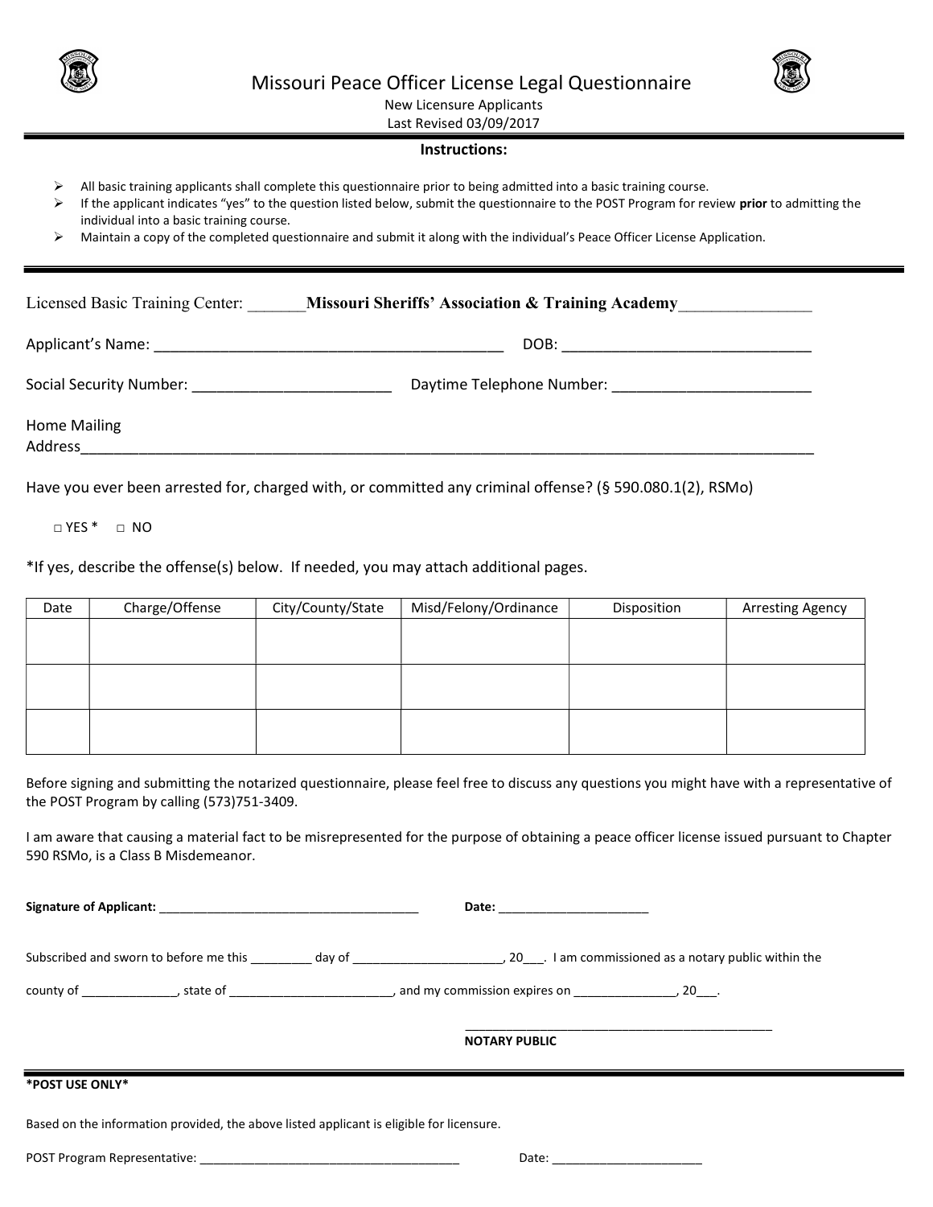# Missouri Peace Officer License Legal Questionnaire

New Licensure Applicants

Last Revised 03/09/2017

## Instructions:

- All basic training applicants shall complete this questionnaire prior to being admitted into a basic training course.
- If the applicant indicates "yes" to the question listed below, submit the questionnaire to the POST Program for review **prior** to admitting the individual into a basic training course.
- Maintain a copy of the completed questionnaire and submit it along with the individual's Peace Officer License Application.

Licensed Basic Training Center: _______**Missouri Sheriffs' Association & Training Academy**_______________

Applicant's Name: ___________________________________________ DOB: _______________________________

Social Security Number: ________________________ Daytime Telephone Number: ________________________

Home Mailing Address_____________________________________________________________________________

Have you ever been arrested for, charged with, or committed any criminal offense? (§ 590.080.1(2), RSMo)

□ YES * □ NO

*If yes, describe the offense(s) below. If needed, you may attach additional pages.

| Date | Charge/Offense | City/County/State | Misd/Felony/Ordinance | Disposition | Arresting Agency |
|---|---|---|---|---|---|
| | | | | | |
| | | | | | |
| | | | | | |

Before signing and submitting the notarized questionnaire, please feel free to discuss any questions you might have with a representative of the POST Program by calling (573)751-3409.

I am aware that causing a material fact to be misrepresented for the purpose of obtaining a peace officer license issued pursuant to Chapter 590 RSMo, is a Class B Misdemeanor.

**Signature of Applicant:** ______________________________________ **Date:** ______________________

Subscribed and sworn to before me this _________ day of ______________________, 20___. I am commissioned as a notary public within the

county of ______________, state of ________________________, and my commission expires on _______________, 20___.

_______________________________________________

**NOTARY PUBLIC**

**\*POST USE ONLY\***

Based on the information provided, the above listed applicant is eligible for licensure.

POST Program Representative: _______________________________________ Date: ______________________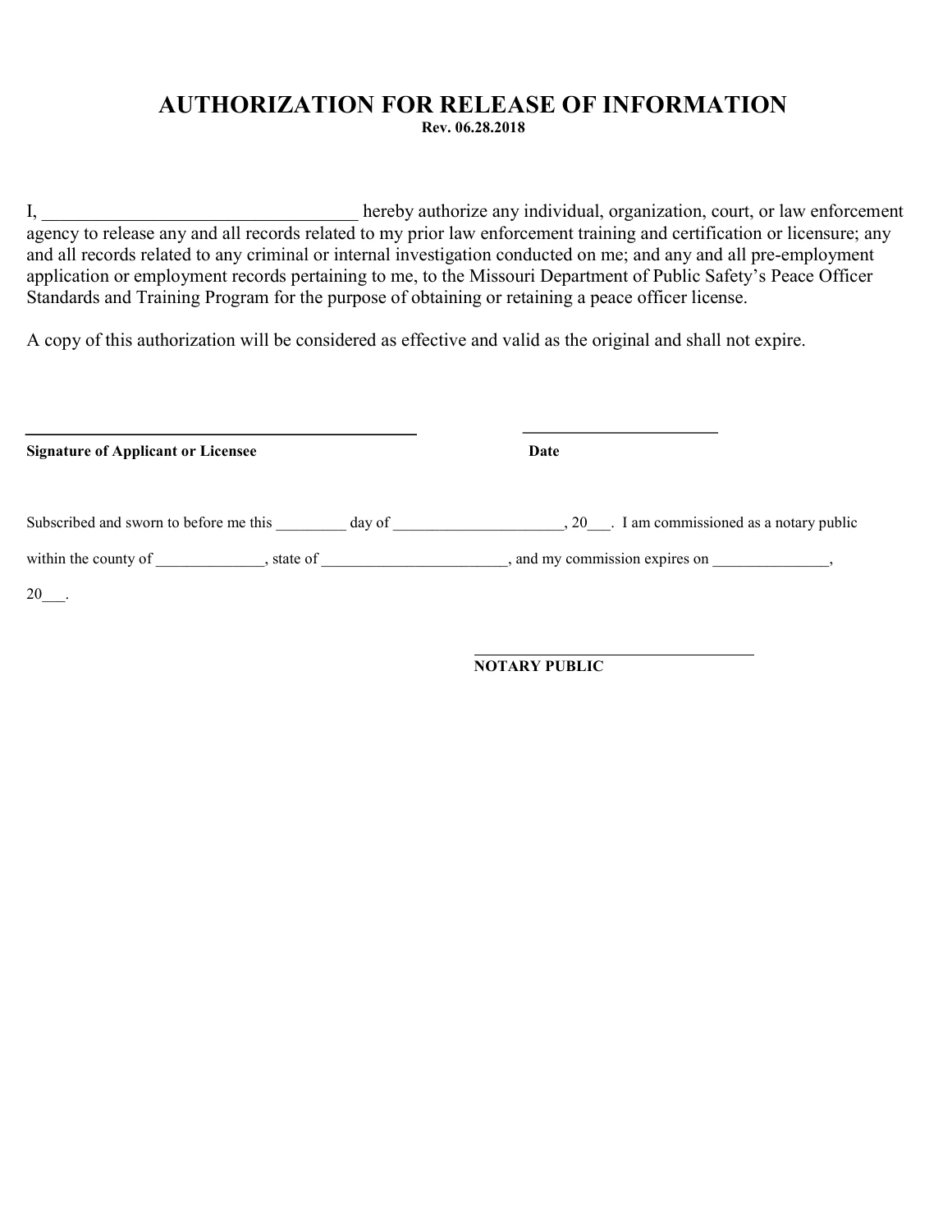# AUTHORIZATION FOR RELEASE OF INFORMATION

**Rev. 06.28.2018**

I, __________________________________ hereby authorize any individual, organization, court, or law enforcement agency to release any and all records related to my prior law enforcement training and certification or licensure; any and all records related to any criminal or internal investigation conducted on me; and any and all pre-employment application or employment records pertaining to me, to the Missouri Department of Public Safety's Peace Officer Standards and Training Program for the purpose of obtaining or retaining a peace officer license.

A copy of this authorization will be considered as effective and valid as the original and shall not expire.

_______________________________________________ ________________________

**Signature of Applicant or Licensee** **Date**

Subscribed and sworn to before me this _________ day of _____________________, 20___. I am commissioned as a notary public within the county of ______________, state of _______________________, and my commission expires on _______________, 20___.

__________________________________

**NOTARY PUBLIC**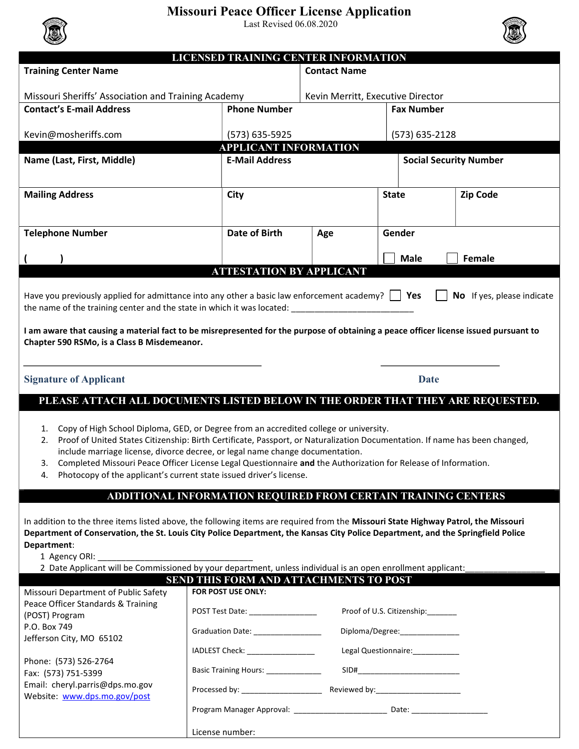# Missouri Peace Officer License Application

Last Revised 06.08.2020

## LICENSED TRAINING CENTER INFORMATION

| Training Center Name | Contact Name |
|---|---|
| Missouri Sheriffs' Association and Training Academy | Kevin Merritt, Executive Director |

| Contact's E-mail Address | Phone Number | Fax Number |
|---|---|---|
| Kevin@mosheriffs.com | (573) 635-5925 | (573) 635-2128 |

## APPLICANT INFORMATION

| Name (Last, First, Middle) | E-Mail Address | Social Security Number |
|---|---|---|
| | | |

| Mailing Address | City | State | Zip Code |
|---|---|---|---|
| | | | |

| Telephone Number | Date of Birth | Age | Gender |
|---|---|---|---|
| ( ) | | | ☐ Male ☐ Female |

## ATTESTATION BY APPLICANT

Have you previously applied for admittance into any other a basic law enforcement academy? ☐ Yes ☐ No If yes, please indicate the name of the training center and the state in which it was located: ________________________

**I am aware that causing a material fact to be misrepresented for the purpose of obtaining a peace officer license issued pursuant to Chapter 590 RSMo, is a Class B Misdemeanor.**

_______________________________________ ________________________

Signature of Applicant Date

## PLEASE ATTACH ALL DOCUMENTS LISTED BELOW IN THE ORDER THAT THEY ARE REQUESTED.

1. Copy of High School Diploma, GED, or Degree from an accredited college or university.
2. Proof of United States Citizenship: Birth Certificate, Passport, or Naturalization Documentation. If name has been changed, include marriage license, divorce decree, or legal name change documentation.
3. Completed Missouri Peace Officer License Legal Questionnaire **and** the Authorization for Release of Information.
4. Photocopy of the applicant's current state issued driver's license.

## ADDITIONAL INFORMATION REQUIRED FROM CERTAIN TRAINING CENTERS

In addition to the three items listed above, the following items are required from the **Missouri State Highway Patrol, the Missouri Department of Conservation, the St. Louis City Police Department, the Kansas City Police Department, and the Springfield Police Department**:

1 Agency ORI: _________________________________

2 Date Applicant will be Commissioned by your department, unless individual is an open enrollment applicant:________________

## SEND THIS FORM AND ATTACHMENTS TO POST

Missouri Department of Public Safety
Peace Officer Standards & Training (POST) Program
P.O. Box 749
Jefferson City, MO 65102

Phone: (573) 526-2764
Fax: (573) 751-5399
Email: cheryl.parris@dps.mo.gov
Website: www.dps.mo.gov/post

**FOR POST USE ONLY:**

POST Test Date: ________________ Proof of U.S. Citizenship:_______

Graduation Date: ________________ Diploma/Degree:______________

IADLEST Check: ________________ Legal Questionnaire:___________

Basic Training Hours: _____________ SID#________________________

Processed by: ___________________ Reviewed by:____________________

Program Manager Approval: ______________________ Date: __________________

License number: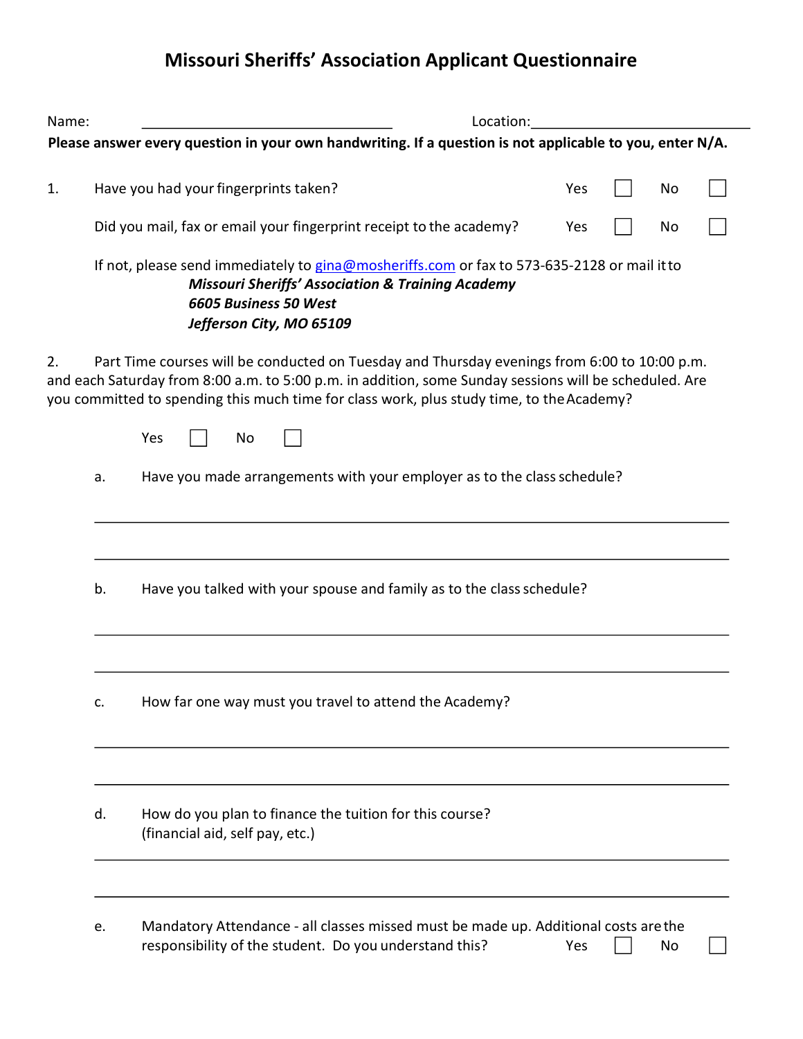# Missouri Sheriffs' Association Applicant Questionnaire

Name: ______________________________ Location: ______________________________

**Please answer every question in your own handwriting. If a question is not applicable to you, enter N/A.**

1. Have you had your fingerprints taken? Yes ☐ No ☐

   Did you mail, fax or email your fingerprint receipt to the academy? Yes ☐ No ☐

   If not, please send immediately to gina@mosheriffs.com or fax to 573-635-2128 or mail it to

   ***Missouri Sheriffs' Association & Training Academy***
   ***6605 Business 50 West***
   ***Jefferson City, MO 65109***

2. Part Time courses will be conducted on Tuesday and Thursday evenings from 6:00 to 10:00 p.m. and each Saturday from 8:00 a.m. to 5:00 p.m. in addition, some Sunday sessions will be scheduled. Are you committed to spending this much time for class work, plus study time, to the Academy?

   Yes ☐ No ☐

   a. Have you made arrangements with your employer as to the class schedule?

   ______________________________________________________________

   ______________________________________________________________

   b. Have you talked with your spouse and family as to the class schedule?

   ______________________________________________________________

   ______________________________________________________________

   c. How far one way must you travel to attend the Academy?

   ______________________________________________________________

   ______________________________________________________________

   d. How do you plan to finance the tuition for this course? (financial aid, self pay, etc.)

   ______________________________________________________________

   ______________________________________________________________

   e. Mandatory Attendance - all classes missed must be made up. Additional costs are the responsibility of the student. Do you understand this? Yes ☐ No ☐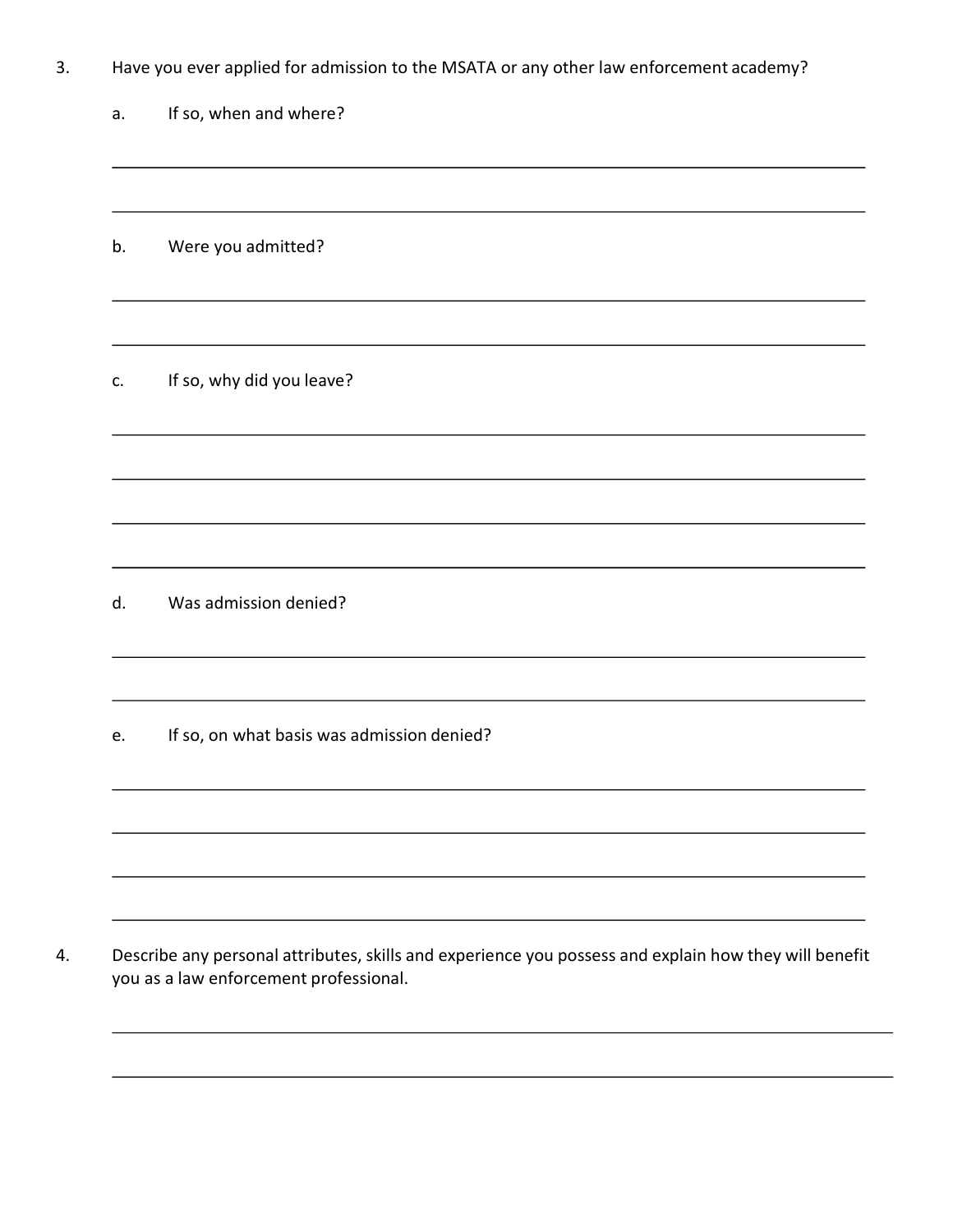3. Have you ever applied for admission to the MSATA or any other law enforcement academy?

   a. If so, when and where?

   ___________________________________________________________________________

   ___________________________________________________________________________

   b. Were you admitted?

   ___________________________________________________________________________

   ___________________________________________________________________________

   c. If so, why did you leave?

   ___________________________________________________________________________

   ___________________________________________________________________________

   ___________________________________________________________________________

   ___________________________________________________________________________

   d. Was admission denied?

   ___________________________________________________________________________

   ___________________________________________________________________________

   e. If so, on what basis was admission denied?

   ___________________________________________________________________________

   ___________________________________________________________________________

   ___________________________________________________________________________

   ___________________________________________________________________________

4. Describe any personal attributes, skills and experience you possess and explain how they will benefit you as a law enforcement professional.

   ___________________________________________________________________________

   ___________________________________________________________________________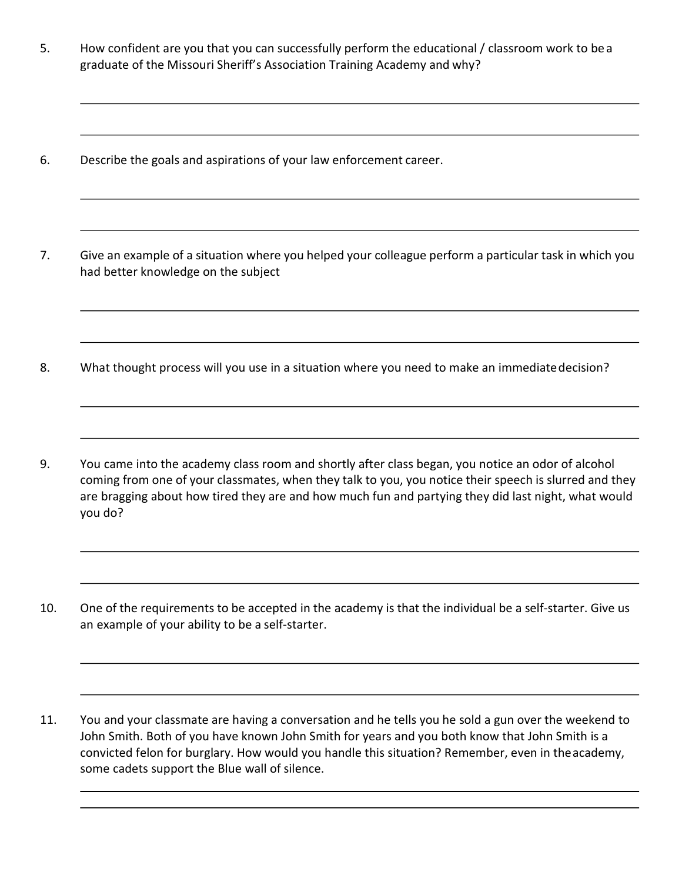5. How confident are you that you can successfully perform the educational / classroom work to be a graduate of the Missouri Sheriff's Association Training Academy and why?

___________________________________________________________________________

___________________________________________________________________________

6. Describe the goals and aspirations of your law enforcement career.

___________________________________________________________________________

___________________________________________________________________________

7. Give an example of a situation where you helped your colleague perform a particular task in which you had better knowledge on the subject

___________________________________________________________________________

___________________________________________________________________________

8. What thought process will you use in a situation where you need to make an immediate decision?

___________________________________________________________________________

___________________________________________________________________________

9. You came into the academy class room and shortly after class began, you notice an odor of alcohol coming from one of your classmates, when they talk to you, you notice their speech is slurred and they are bragging about how tired they are and how much fun and partying they did last night, what would you do?

___________________________________________________________________________

___________________________________________________________________________

10. One of the requirements to be accepted in the academy is that the individual be a self-starter. Give us an example of your ability to be a self-starter.

___________________________________________________________________________

___________________________________________________________________________

11. You and your classmate are having a conversation and he tells you he sold a gun over the weekend to John Smith. Both of you have known John Smith for years and you both know that John Smith is a convicted felon for burglary. How would you handle this situation? Remember, even in the academy, some cadets support the Blue wall of silence.

___________________________________________________________________________

___________________________________________________________________________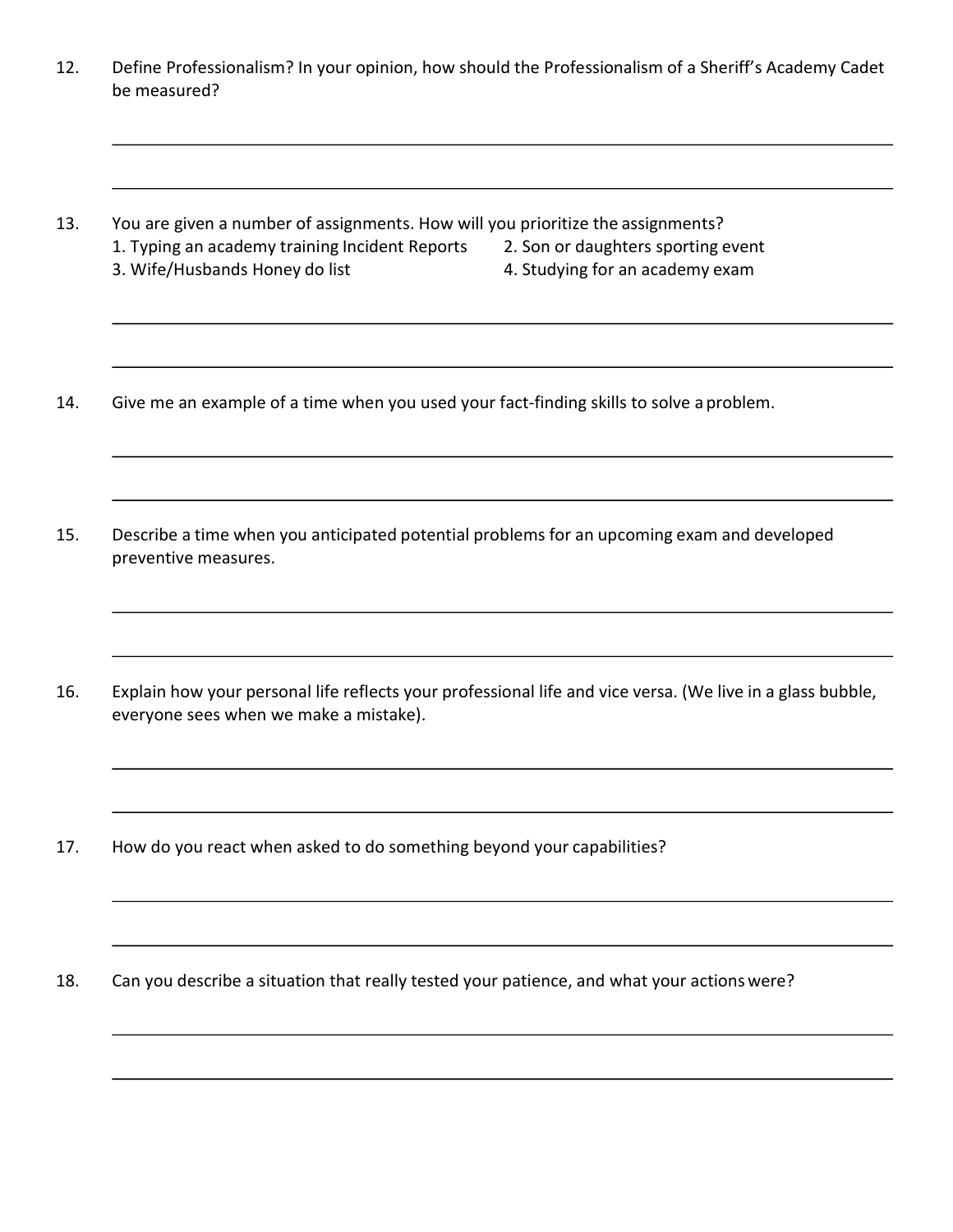12. Define Professionalism? In your opinion, how should the Professionalism of a Sheriff's Academy Cadet be measured?

______________________________________________________________________________

______________________________________________________________________________

13. You are given a number of assignments. How will you prioritize the assignments?
    1. Typing an academy training Incident Reports
    2. Son or daughters sporting event
    3. Wife/Husbands Honey do list
    4. Studying for an academy exam

______________________________________________________________________________

______________________________________________________________________________

14. Give me an example of a time when you used your fact-finding skills to solve a problem.

______________________________________________________________________________

______________________________________________________________________________

15. Describe a time when you anticipated potential problems for an upcoming exam and developed preventive measures.

______________________________________________________________________________

______________________________________________________________________________

16. Explain how your personal life reflects your professional life and vice versa. (We live in a glass bubble, everyone sees when we make a mistake).

______________________________________________________________________________

______________________________________________________________________________

17. How do you react when asked to do something beyond your capabilities?

______________________________________________________________________________

______________________________________________________________________________

18. Can you describe a situation that really tested your patience, and what your actions were?

______________________________________________________________________________

______________________________________________________________________________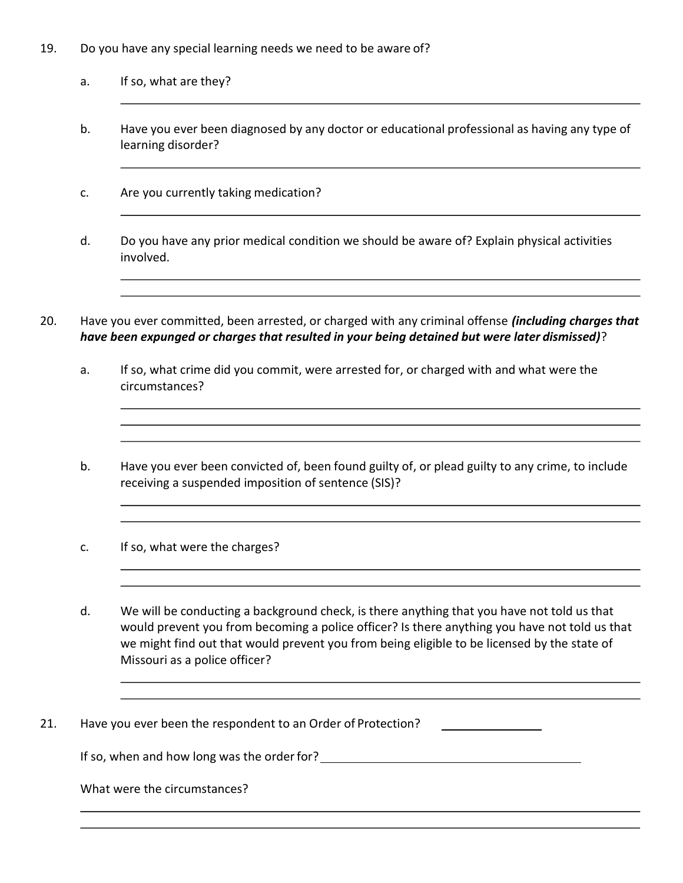19. Do you have any special learning needs we need to be aware of?

    a. If so, what are they?

    ______________________________________________________________________

    b. Have you ever been diagnosed by any doctor or educational professional as having any type of learning disorder?

    ______________________________________________________________________

    c. Are you currently taking medication?

    ______________________________________________________________________

    d. Do you have any prior medical condition we should be aware of? Explain physical activities involved.

    ______________________________________________________________________

    ______________________________________________________________________

20. Have you ever committed, been arrested, or charged with any criminal offense ***(including charges that have been expunged or charges that resulted in your being detained but were later dismissed)***?

    a. If so, what crime did you commit, were arrested for, or charged with and what were the circumstances?

    ______________________________________________________________________

    ______________________________________________________________________

    ______________________________________________________________________

    b. Have you ever been convicted of, been found guilty of, or plead guilty to any crime, to include receiving a suspended imposition of sentence (SIS)?

    ______________________________________________________________________

    ______________________________________________________________________

    c. If so, what were the charges?

    ______________________________________________________________________

    ______________________________________________________________________

    d. We will be conducting a background check, is there anything that you have not told us that would prevent you from becoming a police officer? Is there anything you have not told us that we might find out that would prevent you from being eligible to be licensed by the state of Missouri as a police officer?

    ______________________________________________________________________

    ______________________________________________________________________

21. Have you ever been the respondent to an Order of Protection? ______________

    If so, when and how long was the order for? ________________________________________

    What were the circumstances?

    ______________________________________________________________________

    ______________________________________________________________________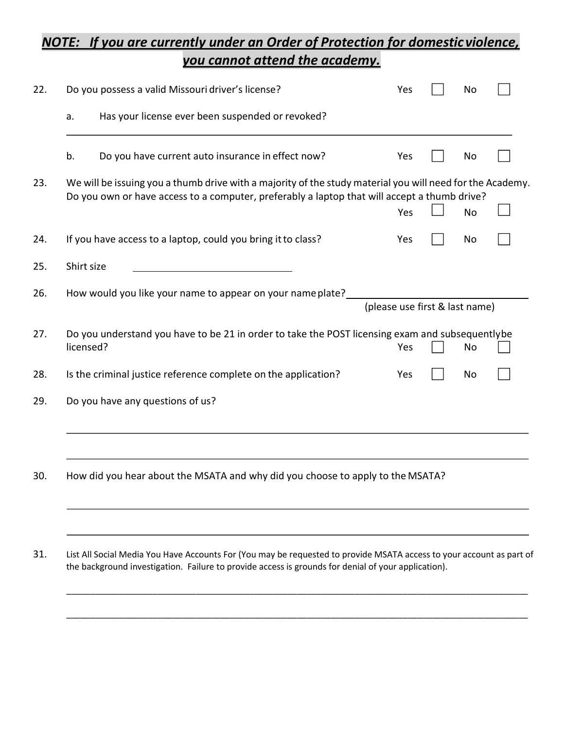***NOTE: If you are currently under an Order of Protection for domestic violence, you cannot attend the academy.***

22. Do you possess a valid Missouri driver's license? Yes ☐ No ☐

    a. Has your license ever been suspended or revoked?

    \_\_\_\_\_\_\_\_\_\_\_\_\_\_\_\_\_\_\_\_\_\_\_\_\_\_\_\_\_\_\_\_\_\_\_\_\_\_\_\_\_\_\_\_\_\_\_\_\_\_\_\_\_\_\_\_\_\_\_\_\_\_\_\_

    b. Do you have current auto insurance in effect now? Yes ☐ No ☐

23. We will be issuing you a thumb drive with a majority of the study material you will need for the Academy. Do you own or have access to a computer, preferably a laptop that will accept a thumb drive? Yes ☐ No ☐

24. If you have access to a laptop, could you bring it to class? Yes ☐ No ☐

25. Shirt size \_\_\_\_\_\_\_\_\_\_\_\_\_\_\_\_\_\_\_\_\_\_

26. How would you like your name to appear on your name plate? \_\_\_\_\_\_\_\_\_\_\_\_\_\_\_\_\_\_\_\_\_\_\_\_
    (please use first & last name)

27. Do you understand you have to be 21 in order to take the POST licensing exam and subsequently be licensed? Yes ☐ No ☐

28. Is the criminal justice reference complete on the application? Yes ☐ No ☐

29. Do you have any questions of us?

    \_\_\_\_\_\_\_\_\_\_\_\_\_\_\_\_\_\_\_\_\_\_\_\_\_\_\_\_\_\_\_\_\_\_\_\_\_\_\_\_\_\_\_\_\_\_\_\_\_\_\_\_\_\_\_\_\_\_\_\_\_\_\_\_

    \_\_\_\_\_\_\_\_\_\_\_\_\_\_\_\_\_\_\_\_\_\_\_\_\_\_\_\_\_\_\_\_\_\_\_\_\_\_\_\_\_\_\_\_\_\_\_\_\_\_\_\_\_\_\_\_\_\_\_\_\_\_\_\_

30. How did you hear about the MSATA and why did you choose to apply to the MSATA?

    \_\_\_\_\_\_\_\_\_\_\_\_\_\_\_\_\_\_\_\_\_\_\_\_\_\_\_\_\_\_\_\_\_\_\_\_\_\_\_\_\_\_\_\_\_\_\_\_\_\_\_\_\_\_\_\_\_\_\_\_\_\_\_\_

    \_\_\_\_\_\_\_\_\_\_\_\_\_\_\_\_\_\_\_\_\_\_\_\_\_\_\_\_\_\_\_\_\_\_\_\_\_\_\_\_\_\_\_\_\_\_\_\_\_\_\_\_\_\_\_\_\_\_\_\_\_\_\_\_

31. List All Social Media You Have Accounts For (You may be requested to provide MSATA access to your account as part of the background investigation. Failure to provide access is grounds for denial of your application).

    \_\_\_\_\_\_\_\_\_\_\_\_\_\_\_\_\_\_\_\_\_\_\_\_\_\_\_\_\_\_\_\_\_\_\_\_\_\_\_\_\_\_\_\_\_\_\_\_\_\_\_\_\_\_\_\_\_\_\_\_\_\_\_\_

    \_\_\_\_\_\_\_\_\_\_\_\_\_\_\_\_\_\_\_\_\_\_\_\_\_\_\_\_\_\_\_\_\_\_\_\_\_\_\_\_\_\_\_\_\_\_\_\_\_\_\_\_\_\_\_\_\_\_\_\_\_\_\_\_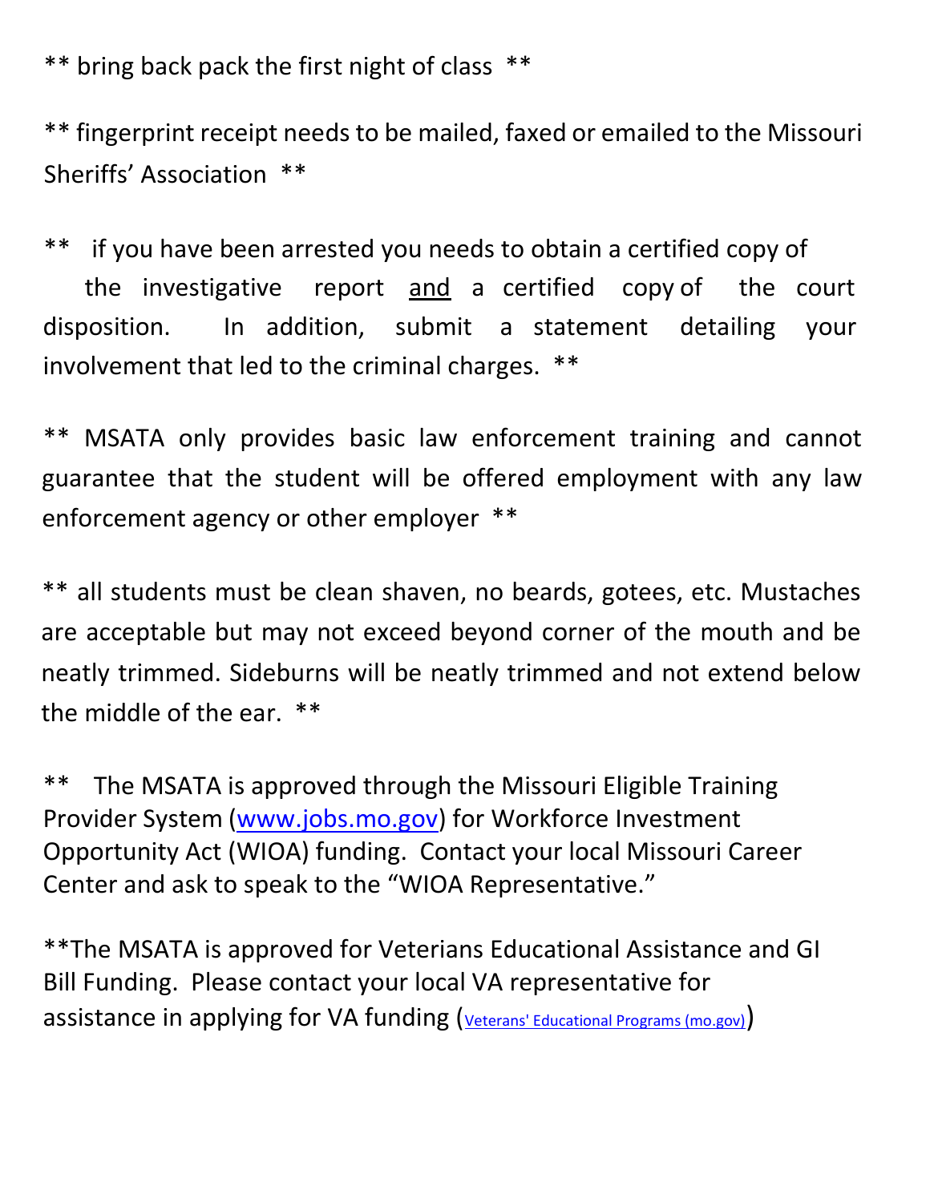** bring back pack the first night of class **

** fingerprint receipt needs to be mailed, faxed or emailed to the Missouri Sheriffs' Association **

** if you have been arrested you needs to obtain a certified copy of the investigative report and a certified copy of the court disposition. In addition, submit a statement detailing your involvement that led to the criminal charges. **

** MSATA only provides basic law enforcement training and cannot guarantee that the student will be offered employment with any law enforcement agency or other employer **

** all students must be clean shaven, no beards, gotees, etc. Mustaches are acceptable but may not exceed beyond corner of the mouth and be neatly trimmed. Sideburns will be neatly trimmed and not extend below the middle of the ear. **

** The MSATA is approved through the Missouri Eligible Training Provider System (www.jobs.mo.gov) for Workforce Investment Opportunity Act (WIOA) funding. Contact your local Missouri Career Center and ask to speak to the "WIOA Representative."

**The MSATA is approved for Veterans Educational Assistance and GI Bill Funding. Please contact your local VA representative for assistance in applying for VA funding (Veterans' Educational Programs (mo.gov))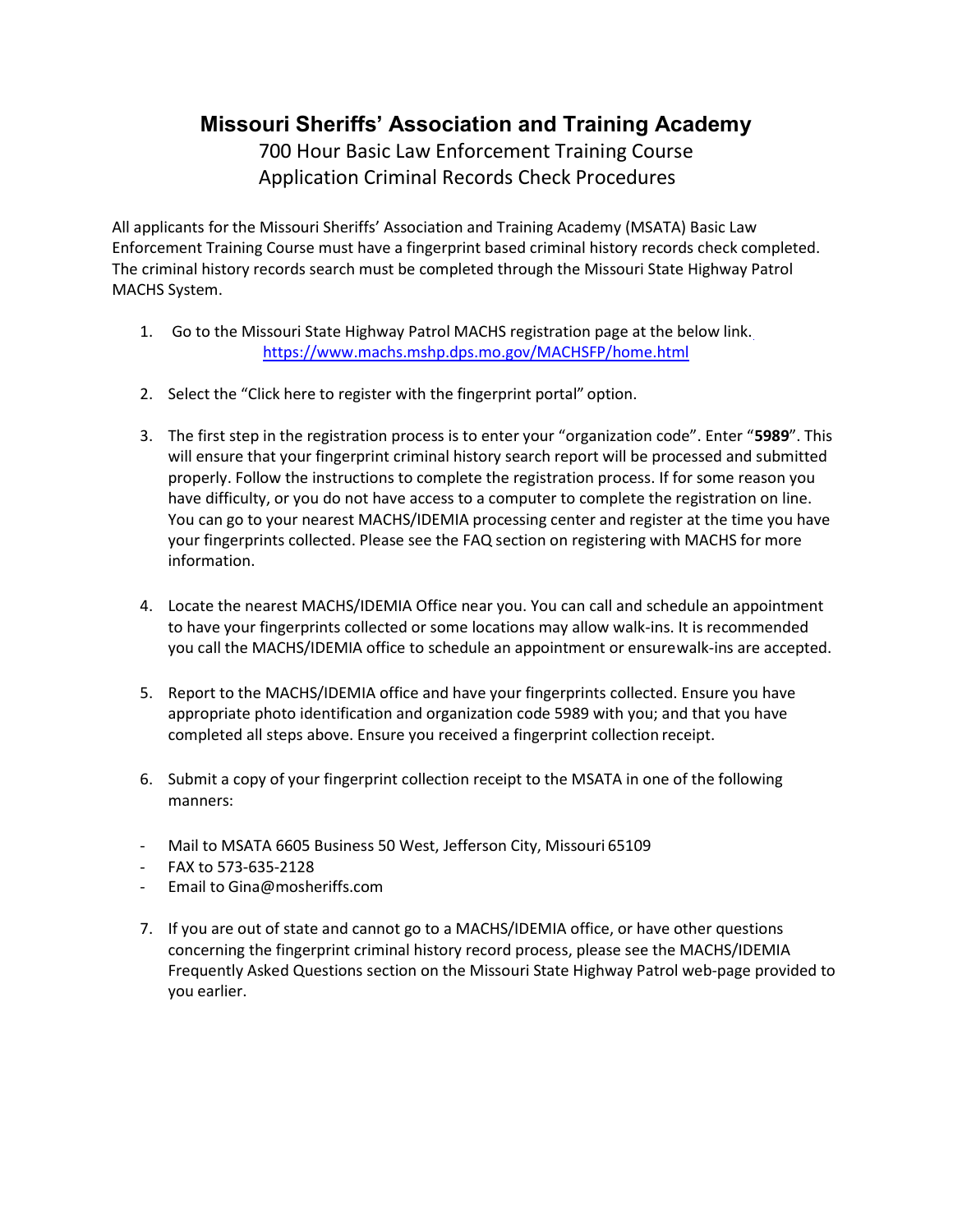# Missouri Sheriffs' Association and Training Academy

700 Hour Basic Law Enforcement Training Course
Application Criminal Records Check Procedures

All applicants for the Missouri Sheriffs' Association and Training Academy (MSATA) Basic Law Enforcement Training Course must have a fingerprint based criminal history records check completed. The criminal history records search must be completed through the Missouri State Highway Patrol MACHS System.

1. Go to the Missouri State Highway Patrol MACHS registration page at the below link.
   https://www.machs.mshp.dps.mo.gov/MACHSFP/home.html

2. Select the "Click here to register with the fingerprint portal" option.

3. The first step in the registration process is to enter your "organization code". Enter "**5989**". This will ensure that your fingerprint criminal history search report will be processed and submitted properly. Follow the instructions to complete the registration process. If for some reason you have difficulty, or you do not have access to a computer to complete the registration on line. You can go to your nearest MACHS/IDEMIA processing center and register at the time you have your fingerprints collected. Please see the FAQ section on registering with MACHS for more information.

4. Locate the nearest MACHS/IDEMIA Office near you. You can call and schedule an appointment to have your fingerprints collected or some locations may allow walk-ins. It is recommended you call the MACHS/IDEMIA office to schedule an appointment or ensure walk-ins are accepted.

5. Report to the MACHS/IDEMIA office and have your fingerprints collected. Ensure you have appropriate photo identification and organization code 5989 with you; and that you have completed all steps above. Ensure you received a fingerprint collection receipt.

6. Submit a copy of your fingerprint collection receipt to the MSATA in one of the following manners:

- Mail to MSATA 6605 Business 50 West, Jefferson City, Missouri 65109
- FAX to 573-635-2128
- Email to Gina@mosheriffs.com

7. If you are out of state and cannot go to a MACHS/IDEMIA office, or have other questions concerning the fingerprint criminal history record process, please see the MACHS/IDEMIA Frequently Asked Questions section on the Missouri State Highway Patrol web-page provided to you earlier.